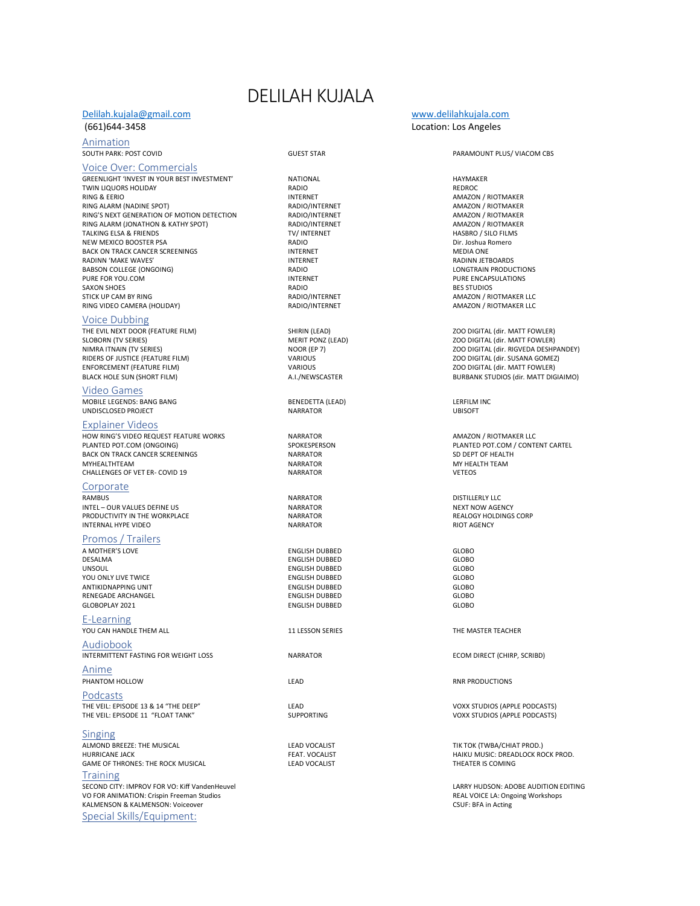# DELILAH KUJALA

Delilah.kujala@gmail.com
(661)644-3458

www.delilahkujala.com
Location: Los Angeles

## Animation

| | | |
|---|---|---|
| SOUTH PARK: POST COVID | GUEST STAR | PARAMOUNT PLUS/ VIACOM CBS |

## Voice Over: Commercials

| | | |
|---|---|---|
| GREENLIGHT 'INVEST IN YOUR BEST INVESTMENT' | NATIONAL | HAYMAKER |
| TWIN LIQUORS HOLIDAY | RADIO | REDROC |
| RING & EERIO | INTERNET | AMAZON / RIOTMAKER |
| RING ALARM (NADINE SPOT) | RADIO/INTERNET | AMAZON / RIOTMAKER |
| RING'S NEXT GENERATION OF MOTION DETECTION | RADIO/INTERNET | AMAZON / RIOTMAKER |
| RING ALARM (JONATHON & KATHY SPOT) | RADIO/INTERNET | AMAZON / RIOTMAKER |
| TALKING ELSA & FRIENDS | TV/ INTERNET | HASBRO / SILO FILMS |
| NEW MEXICO BOOSTER PSA | RADIO | Dir. Joshua Romero |
| BACK ON TRACK CANCER SCREENINGS | INTERNET | MEDIA ONE |
| RADINN 'MAKE WAVES' | INTERNET | RADINN JETBOARDS |
| BABSON COLLEGE (ONGOING) | RADIO | LONGTRAIN PRODUCTIONS |
| PURE FOR YOU.COM | INTERNET | PURE ENCAPSULATIONS |
| SAXON SHOES | RADIO | BES STUDIOS |
| STICK UP CAM BY RING | RADIO/INTERNET | AMAZON / RIOTMAKER LLC |
| RING VIDEO CAMERA (HOLIDAY) | RADIO/INTERNET | AMAZON / RIOTMAKER LLC |

## Voice Dubbing

| | | |
|---|---|---|
| THE EVIL NEXT DOOR (FEATURE FILM) | SHIRIN (LEAD) | ZOO DIGITAL (dir. MATT FOWLER) |
| SLOBORN (TV SERIES) | MERIT PONZ (LEAD) | ZOO DIGITAL (dir. MATT FOWLER) |
| NIMRA ITNAIN (TV SERIES) | NOOR (EP 7) | ZOO DIGITAL (dir. RIGVEDA DESHPANDEY) |
| RIDERS OF JUSTICE (FEATURE FILM) | VARIOUS | ZOO DIGITAL (dir. SUSANA GOMEZ) |
| ENFORCEMENT (FEATURE FILM) | VARIOUS | ZOO DIGITAL (dir. MATT FOWLER) |
| BLACK HOLE SUN (SHORT FILM) | A.I./NEWSCASTER | BURBANK STUDIOS (dir. MATT DIGIAIMO) |

## Video Games

| | | |
|---|---|---|
| MOBILE LEGENDS: BANG BANG | BENEDETTA (LEAD) | LERFILM INC |
| UNDISCLOSED PROJECT | NARRATOR | UBISOFT |

## Explainer Videos

| | | |
|---|---|---|
| HOW RING'S VIDEO REQUEST FEATURE WORKS | NARRATOR | AMAZON / RIOTMAKER LLC |
| PLANTED POT.COM (ONGOING) | SPOKESPERSON | PLANTED POT.COM / CONTENT CARTEL |
| BACK ON TRACK CANCER SCREENINGS | NARRATOR | SD DEPT OF HEALTH |
| MYHEALTHTEAM | NARRATOR | MY HEALTH TEAM |
| CHALLENGES OF VET ER- COVID 19 | NARRATOR | VETEOS |

## Corporate

| | | |
|---|---|---|
| RAMBUS | NARRATOR | DISTILLERLY LLC |
| INTEL – OUR VALUES DEFINE US | NARRATOR | NEXT NOW AGENCY |
| PRODUCTIVITY IN THE WORKPLACE | NARRATOR | REALOGY HOLDINGS CORP |
| INTERNAL HYPE VIDEO | NARRATOR | RIOT AGENCY |

## Promos / Trailers

| | | |
|---|---|---|
| A MOTHER'S LOVE | ENGLISH DUBBED | GLOBO |
| DESALMA | ENGLISH DUBBED | GLOBO |
| UNSOUL | ENGLISH DUBBED | GLOBO |
| YOU ONLY LIVE TWICE | ENGLISH DUBBED | GLOBO |
| ANTIKIDNAPPING UNIT | ENGLISH DUBBED | GLOBO |
| RENEGADE ARCHANGEL | ENGLISH DUBBED | GLOBO |
| GLOBOPLAY 2021 | ENGLISH DUBBED | GLOBO |

## E-Learning

| | | |
|---|---|---|
| YOU CAN HANDLE THEM ALL | 11 LESSON SERIES | THE MASTER TEACHER |

## Audiobook

| | | |
|---|---|---|
| INTERMITTENT FASTING FOR WEIGHT LOSS | NARRATOR | ECOM DIRECT (CHIRP, SCRIBD) |

## Anime

| | | |
|---|---|---|
| PHANTOM HOLLOW | LEAD | RNR PRODUCTIONS |

## Podcasts

| | | |
|---|---|---|
| THE VEIL: EPISODE 13 & 14 "THE DEEP" | LEAD | VOXX STUDIOS (APPLE PODCASTS) |
| THE VEIL: EPISODE 11 "FLOAT TANK" | SUPPORTING | VOXX STUDIOS (APPLE PODCASTS) |

## Singing

| | | |
|---|---|---|
| ALMOND BREEZE: THE MUSICAL | LEAD VOCALIST | TIK TOK (TWBA/CHIAT PROD.) |
| HURRICANE JACK | FEAT. VOCALIST | HAIKU MUSIC: DREADLOCK ROCK PROD. |
| GAME OF THRONES: THE ROCK MUSICAL | LEAD VOCALIST | THEATER IS COMING |

## Training

| | |
|---|---|
| SECOND CITY: IMPROV FOR VO: Kiff VandenHeuvel | LARRY HUDSON: ADOBE AUDITION EDITING |
| VO FOR ANIMATION: Crispin Freeman Studios | REAL VOICE LA: Ongoing Workshops |
| KALMENSON & KALMENSON: Voiceover | CSUF: BFA in Acting |

## Special Skills/Equipment: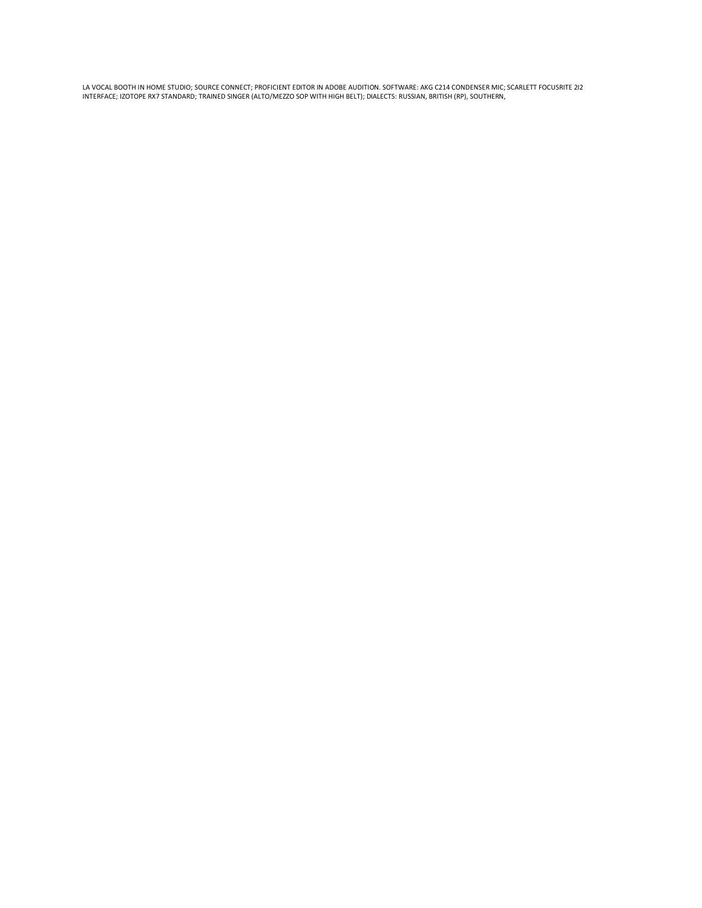LA VOCAL BOOTH IN HOME STUDIO; SOURCE CONNECT; PROFICIENT EDITOR IN ADOBE AUDITION. SOFTWARE: AKG C214 CONDENSER MIC; SCARLETT FOCUSRITE 2I2 INTERFACE; IZOTOPE RX7 STANDARD; TRAINED SINGER (ALTO/MEZZO SOP WITH HIGH BELT); DIALECTS: RUSSIAN, BRITISH (RP), SOUTHERN,